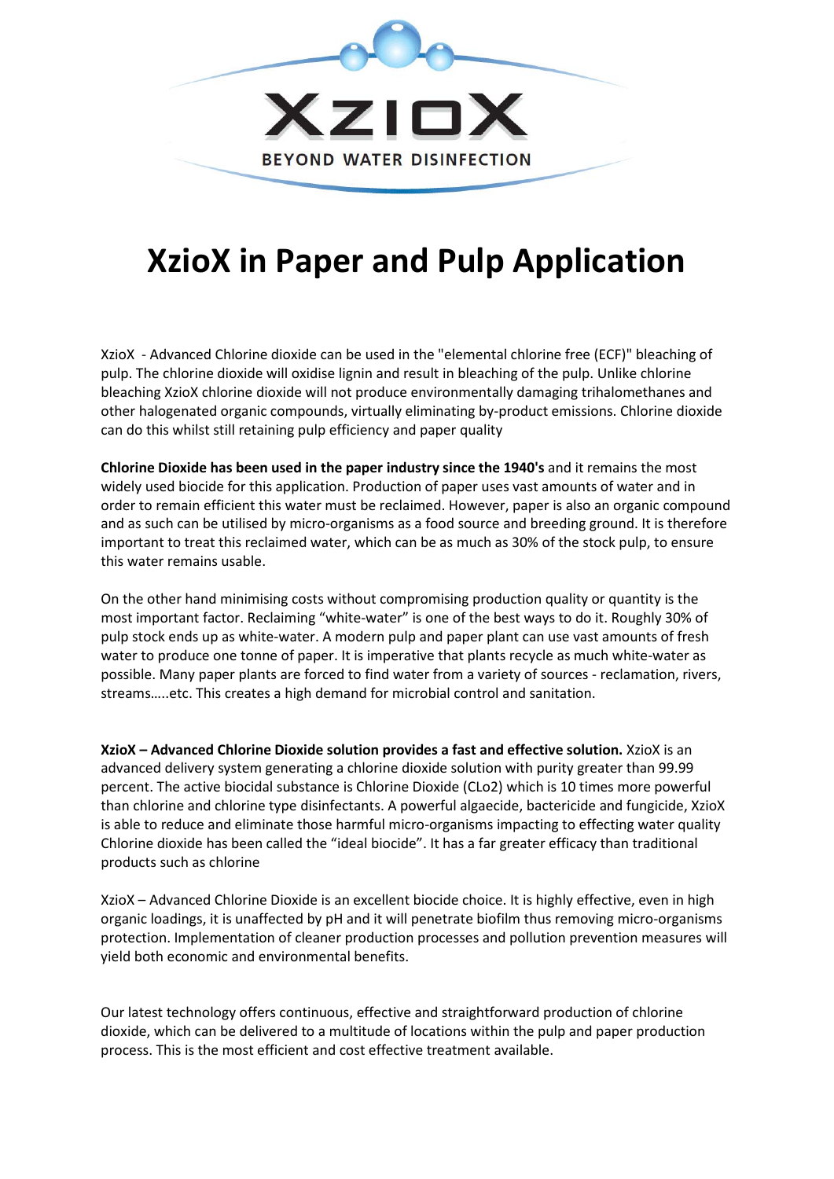XzioX

BEYOND WATER DISINFECTION

# XzioX in Paper and Pulp Application

XzioX - Advanced Chlorine dioxide can be used in the "elemental chlorine free (ECF)" bleaching of pulp. The chlorine dioxide will oxidise lignin and result in bleaching of the pulp. Unlike chlorine bleaching XzioX chlorine dioxide will not produce environmentally damaging trihalomethanes and other halogenated organic compounds, virtually eliminating by-product emissions. Chlorine dioxide can do this whilst still retaining pulp efficiency and paper quality

**Chlorine Dioxide has been used in the paper industry since the 1940's** and it remains the most widely used biocide for this application. Production of paper uses vast amounts of water and in order to remain efficient this water must be reclaimed. However, paper is also an organic compound and as such can be utilised by micro-organisms as a food source and breeding ground. It is therefore important to treat this reclaimed water, which can be as much as 30% of the stock pulp, to ensure this water remains usable.

On the other hand minimising costs without compromising production quality or quantity is the most important factor. Reclaiming "white-water" is one of the best ways to do it. Roughly 30% of pulp stock ends up as white-water. A modern pulp and paper plant can use vast amounts of fresh water to produce one tonne of paper. It is imperative that plants recycle as much white-water as possible. Many paper plants are forced to find water from a variety of sources - reclamation, rivers, streams…..etc. This creates a high demand for microbial control and sanitation.

**XzioX – Advanced Chlorine Dioxide solution provides a fast and effective solution.** XzioX is an advanced delivery system generating a chlorine dioxide solution with purity greater than 99.99 percent. The active biocidal substance is Chlorine Dioxide (CLo2) which is 10 times more powerful than chlorine and chlorine type disinfectants. A powerful algaecide, bactericide and fungicide, XzioX is able to reduce and eliminate those harmful micro-organisms impacting to effecting water quality Chlorine dioxide has been called the "ideal biocide". It has a far greater efficacy than traditional products such as chlorine

XzioX – Advanced Chlorine Dioxide is an excellent biocide choice. It is highly effective, even in high organic loadings, it is unaffected by pH and it will penetrate biofilm thus removing micro-organisms protection. Implementation of cleaner production processes and pollution prevention measures will yield both economic and environmental benefits.

Our latest technology offers continuous, effective and straightforward production of chlorine dioxide, which can be delivered to a multitude of locations within the pulp and paper production process. This is the most efficient and cost effective treatment available.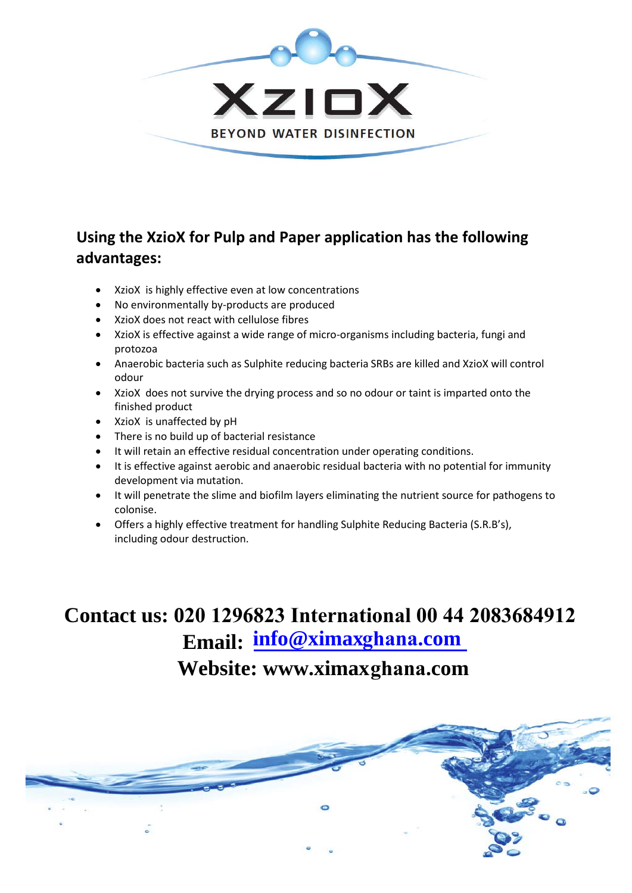# XzioX

BEYOND WATER DISINFECTION

## Using the XzioX for Pulp and Paper application has the following advantages:

- XzioX is highly effective even at low concentrations
- No environmentally by-products are produced
- XzioX does not react with cellulose fibres
- XzioX is effective against a wide range of micro-organisms including bacteria, fungi and protozoa
- Anaerobic bacteria such as Sulphite reducing bacteria SRBs are killed and XzioX will control odour
- XzioX does not survive the drying process and so no odour or taint is imparted onto the finished product
- XzioX is unaffected by pH
- There is no build up of bacterial resistance
- It will retain an effective residual concentration under operating conditions.
- It is effective against aerobic and anaerobic residual bacteria with no potential for immunity development via mutation.
- It will penetrate the slime and biofilm layers eliminating the nutrient source for pathogens to colonise.
- Offers a highly effective treatment for handling Sulphite Reducing Bacteria (S.R.B's), including odour destruction.

**Contact us: 020 1296823 International 00 44 2083684912**

**Email: info@ximaxghana.com**

**Website: www.ximaxghana.com**